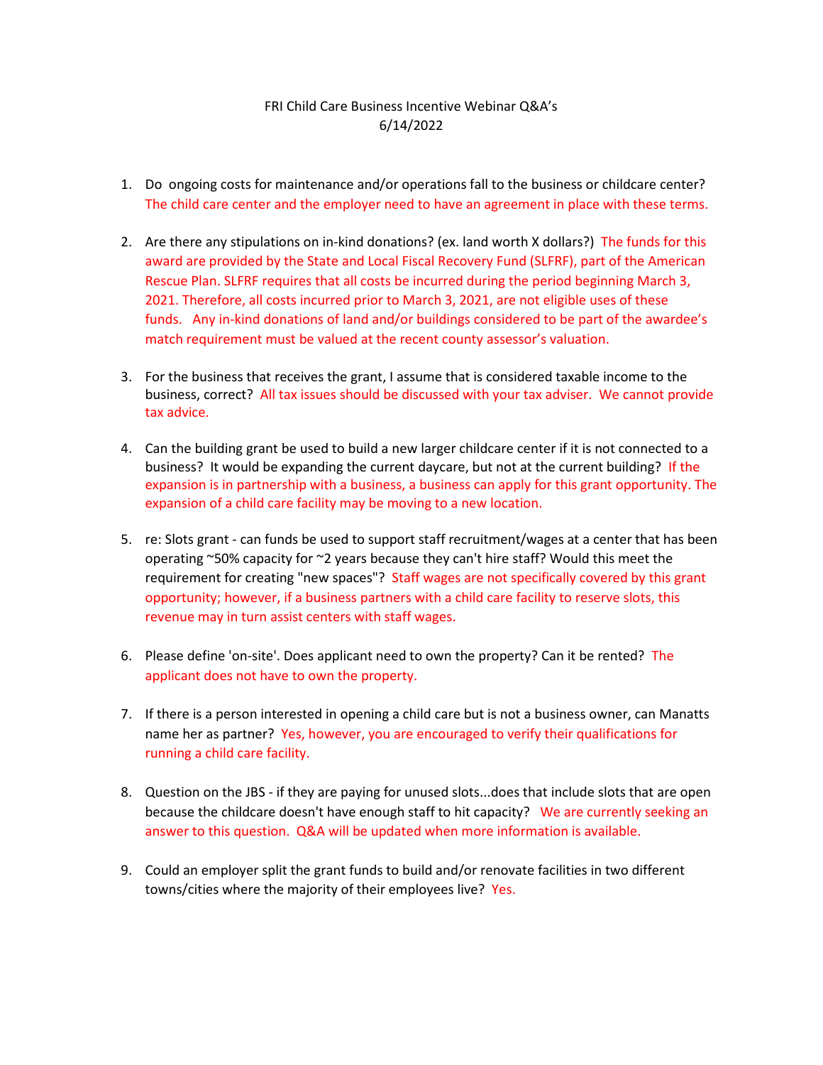# FRI Child Care Business Incentive Webinar Q&A's
6/14/2022

1. Do ongoing costs for maintenance and/or operations fall to the business or childcare center? The child care center and the employer need to have an agreement in place with these terms.

2. Are there any stipulations on in-kind donations? (ex. land worth X dollars?) The funds for this award are provided by the State and Local Fiscal Recovery Fund (SLFRF), part of the American Rescue Plan. SLFRF requires that all costs be incurred during the period beginning March 3, 2021. Therefore, all costs incurred prior to March 3, 2021, are not eligible uses of these funds. Any in-kind donations of land and/or buildings considered to be part of the awardee's match requirement must be valued at the recent county assessor's valuation.

3. For the business that receives the grant, I assume that is considered taxable income to the business, correct? All tax issues should be discussed with your tax adviser. We cannot provide tax advice.

4. Can the building grant be used to build a new larger childcare center if it is not connected to a business? It would be expanding the current daycare, but not at the current building? If the expansion is in partnership with a business, a business can apply for this grant opportunity. The expansion of a child care facility may be moving to a new location.

5. re: Slots grant - can funds be used to support staff recruitment/wages at a center that has been operating ~50% capacity for ~2 years because they can't hire staff? Would this meet the requirement for creating "new spaces"? Staff wages are not specifically covered by this grant opportunity; however, if a business partners with a child care facility to reserve slots, this revenue may in turn assist centers with staff wages.

6. Please define 'on-site'. Does applicant need to own the property? Can it be rented? The applicant does not have to own the property.

7. If there is a person interested in opening a child care but is not a business owner, can Manatts name her as partner? Yes, however, you are encouraged to verify their qualifications for running a child care facility.

8. Question on the JBS - if they are paying for unused slots...does that include slots that are open because the childcare doesn't have enough staff to hit capacity? We are currently seeking an answer to this question. Q&A will be updated when more information is available.

9. Could an employer split the grant funds to build and/or renovate facilities in two different towns/cities where the majority of their employees live? Yes.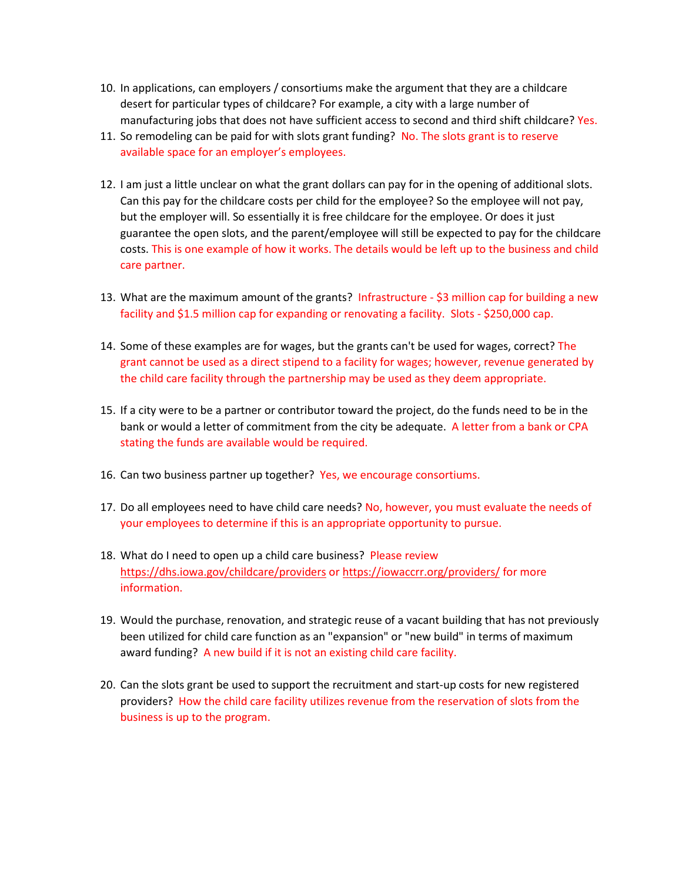10. In applications, can employers / consortiums make the argument that they are a childcare desert for particular types of childcare? For example, a city with a large number of manufacturing jobs that does not have sufficient access to second and third shift childcare? Yes.
11. So remodeling can be paid for with slots grant funding? No. The slots grant is to reserve available space for an employer's employees.
12. I am just a little unclear on what the grant dollars can pay for in the opening of additional slots. Can this pay for the childcare costs per child for the employee? So the employee will not pay, but the employer will. So essentially it is free childcare for the employee. Or does it just guarantee the open slots, and the parent/employee will still be expected to pay for the childcare costs. This is one example of how it works. The details would be left up to the business and child care partner.
13. What are the maximum amount of the grants? Infrastructure - $3 million cap for building a new facility and $1.5 million cap for expanding or renovating a facility. Slots - $250,000 cap.
14. Some of these examples are for wages, but the grants can't be used for wages, correct? The grant cannot be used as a direct stipend to a facility for wages; however, revenue generated by the child care facility through the partnership may be used as they deem appropriate.
15. If a city were to be a partner or contributor toward the project, do the funds need to be in the bank or would a letter of commitment from the city be adequate. A letter from a bank or CPA stating the funds are available would be required.
16. Can two business partner up together? Yes, we encourage consortiums.
17. Do all employees need to have child care needs? No, however, you must evaluate the needs of your employees to determine if this is an appropriate opportunity to pursue.
18. What do I need to open up a child care business? Please review https://dhs.iowa.gov/childcare/providers or https://iowaccrr.org/providers/ for more information.
19. Would the purchase, renovation, and strategic reuse of a vacant building that has not previously been utilized for child care function as an "expansion" or "new build" in terms of maximum award funding? A new build if it is not an existing child care facility.
20. Can the slots grant be used to support the recruitment and start-up costs for new registered providers? How the child care facility utilizes revenue from the reservation of slots from the business is up to the program.